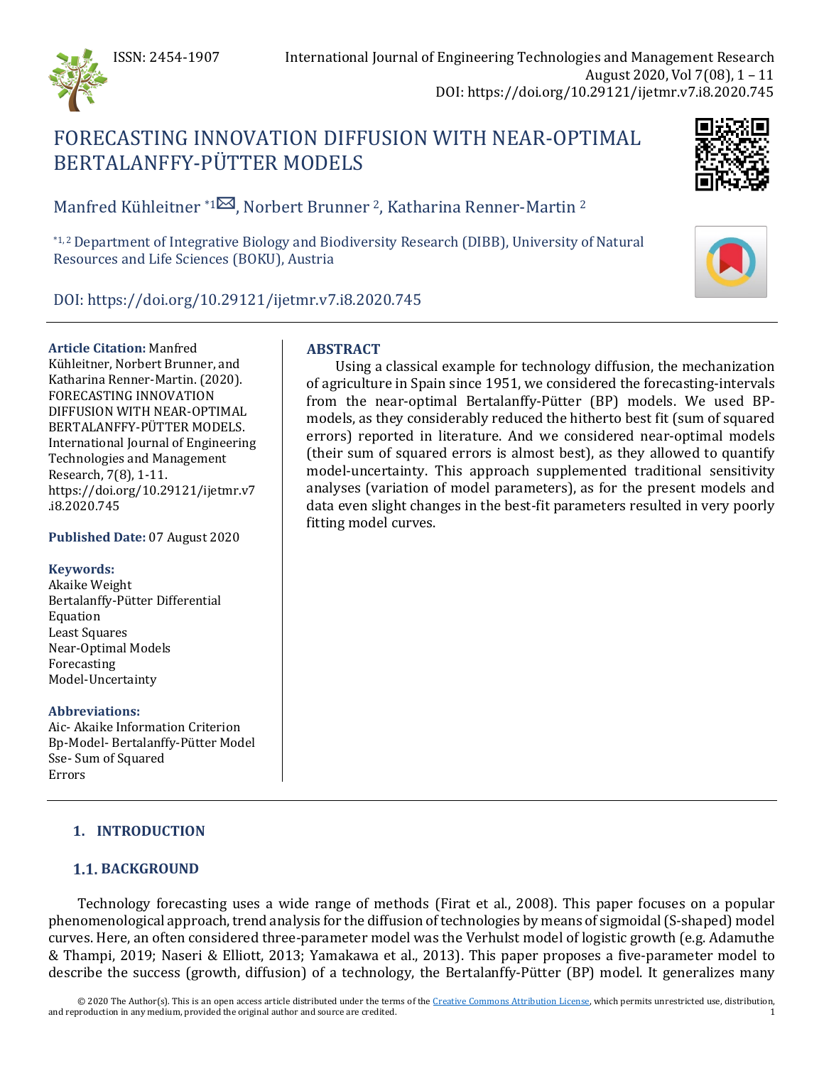ISSN: 2454-1907

International Journal of Engineering Technologies and Management Research
August 2020, Vol 7(08), 1 – 11
DOI: https://doi.org/10.29121/ijetmr.v7.i8.2020.745

# FORECASTING INNOVATION DIFFUSION WITH NEAR-OPTIMAL BERTALANFFY-PÜTTER MODELS

Manfred Kühleitner [*1], Norbert Brunner [2], Katharina Renner-Martin [2]

[*1, 2] Department of Integrative Biology and Biodiversity Research (DIBB), University of Natural Resources and Life Sciences (BOKU), Austria

DOI: https://doi.org/10.29121/ijetmr.v7.i8.2020.745

**Article Citation:** Manfred Kühleitner, Norbert Brunner, and Katharina Renner-Martin. (2020). FORECASTING INNOVATION DIFFUSION WITH NEAR-OPTIMAL BERTALANFFY-PÜTTER MODELS. International Journal of Engineering Technologies and Management Research, 7(8), 1-11. https://doi.org/10.29121/ijetmr.v7.i8.2020.745

**Published Date:** 07 August 2020

**Keywords:**
Akaike Weight
Bertalanffy-Pütter Differential Equation
Least Squares
Near-Optimal Models
Forecasting
Model-Uncertainty

**Abbreviations:**
Aic- Akaike Information Criterion
Bp-Model- Bertalanffy-Pütter Model
Sse- Sum of Squared Errors

## ABSTRACT

Using a classical example for technology diffusion, the mechanization of agriculture in Spain since 1951, we considered the forecasting-intervals from the near-optimal Bertalanffy-Pütter (BP) models. We used BP-models, as they considerably reduced the hitherto best fit (sum of squared errors) reported in literature. And we considered near-optimal models (their sum of squared errors is almost best), as they allowed to quantify model-uncertainty. This approach supplemented traditional sensitivity analyses (variation of model parameters), as for the present models and data even slight changes in the best-fit parameters resulted in very poorly fitting model curves.

## 1. INTRODUCTION

### 1.1. BACKGROUND

Technology forecasting uses a wide range of methods (Firat et al., 2008). This paper focuses on a popular phenomenological approach, trend analysis for the diffusion of technologies by means of sigmoidal (S-shaped) model curves. Here, an often considered three-parameter model was the Verhulst model of logistic growth (e.g. Adamuthe & Thampi, 2019; Naseri & Elliott, 2013; Yamakawa et al., 2013). This paper proposes a five-parameter model to describe the success (growth, diffusion) of a technology, the Bertalanffy-Pütter (BP) model. It generalizes many

© 2020 The Author(s). This is an open access article distributed under the terms of the Creative Commons Attribution License, which permits unrestricted use, distribution, and reproduction in any medium, provided the original author and source are credited.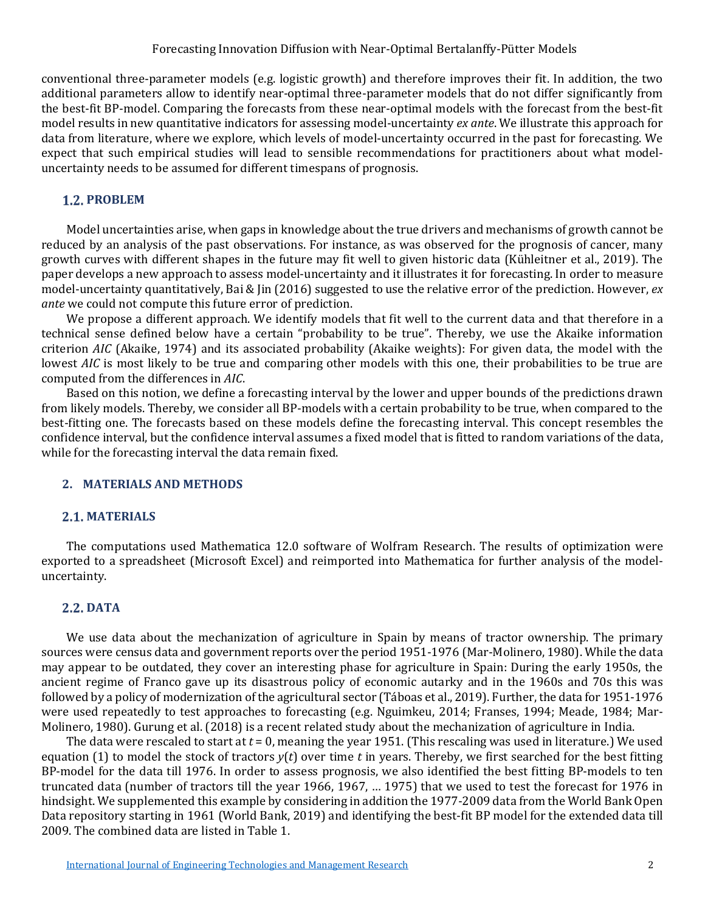conventional three-parameter models (e.g. logistic growth) and therefore improves their fit. In addition, the two additional parameters allow to identify near-optimal three-parameter models that do not differ significantly from the best-fit BP-model. Comparing the forecasts from these near-optimal models with the forecast from the best-fit model results in new quantitative indicators for assessing model-uncertainty *ex ante*. We illustrate this approach for data from literature, where we explore, which levels of model-uncertainty occurred in the past for forecasting. We expect that such empirical studies will lead to sensible recommendations for practitioners about what model-uncertainty needs to be assumed for different timespans of prognosis.

## 1.2. PROBLEM

Model uncertainties arise, when gaps in knowledge about the true drivers and mechanisms of growth cannot be reduced by an analysis of the past observations. For instance, as was observed for the prognosis of cancer, many growth curves with different shapes in the future may fit well to given historic data (Kühleitner et al., 2019). The paper develops a new approach to assess model-uncertainty and it illustrates it for forecasting. In order to measure model-uncertainty quantitatively, Bai & Jin (2016) suggested to use the relative error of the prediction. However, *ex ante* we could not compute this future error of prediction.

We propose a different approach. We identify models that fit well to the current data and that therefore in a technical sense defined below have a certain "probability to be true". Thereby, we use the Akaike information criterion *AIC* (Akaike, 1974) and its associated probability (Akaike weights): For given data, the model with the lowest *AIC* is most likely to be true and comparing other models with this one, their probabilities to be true are computed from the differences in *AIC*.

Based on this notion, we define a forecasting interval by the lower and upper bounds of the predictions drawn from likely models. Thereby, we consider all BP-models with a certain probability to be true, when compared to the best-fitting one. The forecasts based on these models define the forecasting interval. This concept resembles the confidence interval, but the confidence interval assumes a fixed model that is fitted to random variations of the data, while for the forecasting interval the data remain fixed.

# 2. MATERIALS AND METHODS

## 2.1. MATERIALS

The computations used Mathematica 12.0 software of Wolfram Research. The results of optimization were exported to a spreadsheet (Microsoft Excel) and reimported into Mathematica for further analysis of the model-uncertainty.

## 2.2. DATA

We use data about the mechanization of agriculture in Spain by means of tractor ownership. The primary sources were census data and government reports over the period 1951-1976 (Mar-Molinero, 1980). While the data may appear to be outdated, they cover an interesting phase for agriculture in Spain: During the early 1950s, the ancient regime of Franco gave up its disastrous policy of economic autarky and in the 1960s and 70s this was followed by a policy of modernization of the agricultural sector (Táboas et al., 2019). Further, the data for 1951-1976 were used repeatedly to test approaches to forecasting (e.g. Nguimkeu, 2014; Franses, 1994; Meade, 1984; Mar-Molinero, 1980). Gurung et al. (2018) is a recent related study about the mechanization of agriculture in India.

The data were rescaled to start at $t = 0$, meaning the year 1951. (This rescaling was used in literature.) We used equation (1) to model the stock of tractors $y(t)$ over time $t$ in years. Thereby, we first searched for the best fitting BP-model for the data till 1976. In order to assess prognosis, we also identified the best fitting BP-models to ten truncated data (number of tractors till the year 1966, 1967, … 1975) that we used to test the forecast for 1976 in hindsight. We supplemented this example by considering in addition the 1977-2009 data from the World Bank Open Data repository starting in 1961 (World Bank, 2019) and identifying the best-fit BP model for the extended data till 2009. The combined data are listed in Table 1.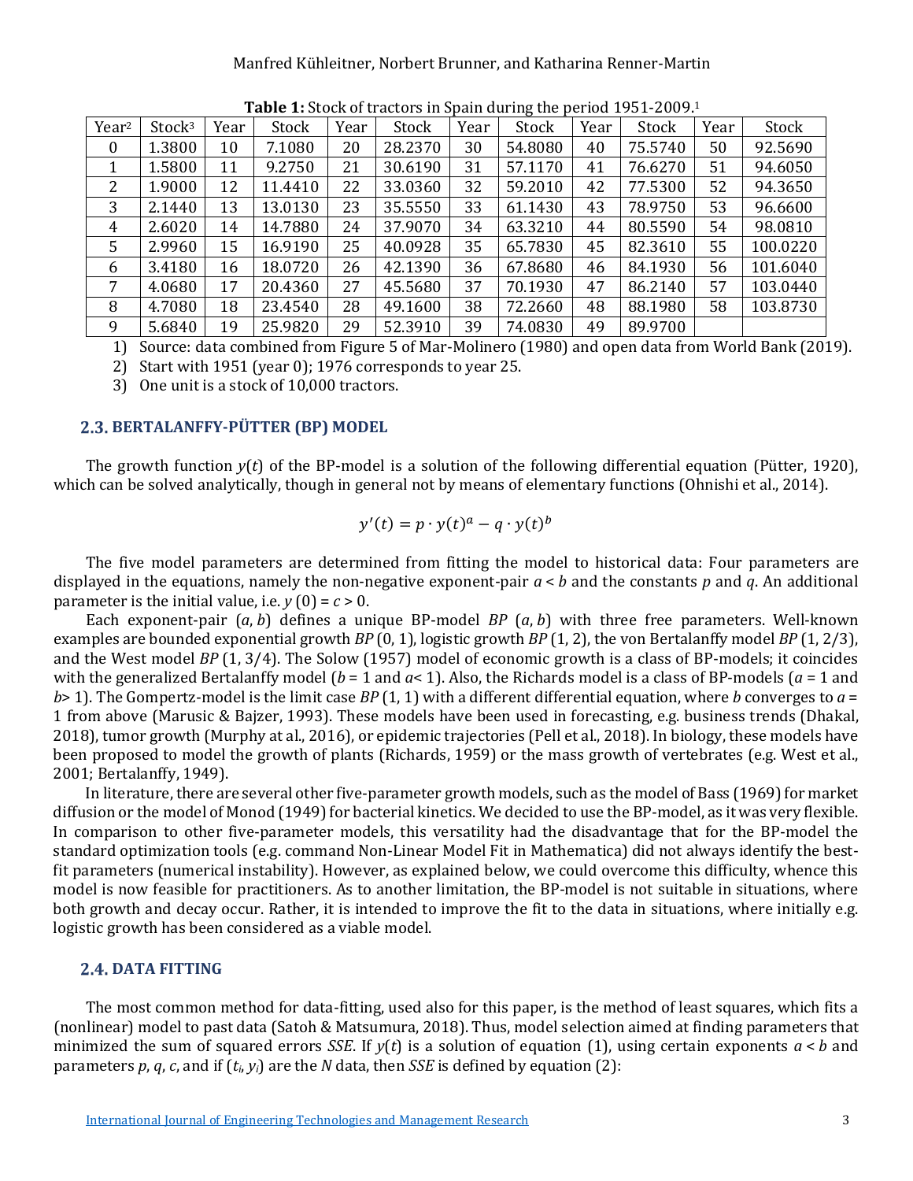**Table 1:** Stock of tractors in Spain during the period 1951-2009.[1]

| Year[2] | Stock[3] | Year | Stock | Year | Stock | Year | Stock | Year | Stock | Year | Stock |
|---|---|---|---|---|---|---|---|---|---|---|---|
| 0 | 1.3800 | 10 | 7.1080 | 20 | 28.2370 | 30 | 54.8080 | 40 | 75.5740 | 50 | 92.5690 |
| 1 | 1.5800 | 11 | 9.2750 | 21 | 30.6190 | 31 | 57.1170 | 41 | 76.6270 | 51 | 94.6050 |
| 2 | 1.9000 | 12 | 11.4410 | 22 | 33.0360 | 32 | 59.2010 | 42 | 77.5300 | 52 | 94.3650 |
| 3 | 2.1440 | 13 | 13.0130 | 23 | 35.5550 | 33 | 61.1430 | 43 | 78.9750 | 53 | 96.6600 |
| 4 | 2.6020 | 14 | 14.7880 | 24 | 37.9070 | 34 | 63.3210 | 44 | 80.5590 | 54 | 98.0810 |
| 5 | 2.9960 | 15 | 16.9190 | 25 | 40.0928 | 35 | 65.7830 | 45 | 82.3610 | 55 | 100.0220 |
| 6 | 3.4180 | 16 | 18.0720 | 26 | 42.1390 | 36 | 67.8680 | 46 | 84.1930 | 56 | 101.6040 |
| 7 | 4.0680 | 17 | 20.4360 | 27 | 45.5680 | 37 | 70.1930 | 47 | 86.2140 | 57 | 103.0440 |
| 8 | 4.7080 | 18 | 23.4540 | 28 | 49.1600 | 38 | 72.2660 | 48 | 88.1980 | 58 | 103.8730 |
| 9 | 5.6840 | 19 | 25.9820 | 29 | 52.3910 | 39 | 74.0830 | 49 | 89.9700 | | |

1) Source: data combined from Figure 5 of Mar-Molinero (1980) and open data from World Bank (2019).

2) Start with 1951 (year 0); 1976 corresponds to year 25.

3) One unit is a stock of 10,000 tractors.

## 2.3. BERTALANFFY-PÜTTER (BP) MODEL

The growth function $y(t)$ of the BP-model is a solution of the following differential equation (Pütter, 1920), which can be solved analytically, though in general not by means of elementary functions (Ohnishi et al., 2014).

$$y'(t) = p \cdot y(t)^a - q \cdot y(t)^b$$

The five model parameters are determined from fitting the model to historical data: Four parameters are displayed in the equations, namely the non-negative exponent-pair $a < b$ and the constants $p$ and $q$. An additional parameter is the initial value, i.e. $y(0) = c > 0$.

Each exponent-pair $(a, b)$ defines a unique BP-model $BP(a, b)$ with three free parameters. Well-known examples are bounded exponential growth $BP(0, 1)$, logistic growth $BP(1, 2)$, the von Bertalanffy model $BP(1, 2/3)$, and the West model $BP(1, 3/4)$. The Solow (1957) model of economic growth is a class of BP-models; it coincides with the generalized Bertalanffy model ($b = 1$ and $a < 1$). Also, the Richards model is a class of BP-models ($a = 1$ and $b > 1$). The Gompertz-model is the limit case $BP(1, 1)$ with a different differential equation, where $b$ converges to $a = 1$ from above (Marusic & Bajzer, 1993). These models have been used in forecasting, e.g. business trends (Dhakal, 2018), tumor growth (Murphy at al., 2016), or epidemic trajectories (Pell et al., 2018). In biology, these models have been proposed to model the growth of plants (Richards, 1959) or the mass growth of vertebrates (e.g. West et al., 2001; Bertalanffy, 1949).

In literature, there are several other five-parameter growth models, such as the model of Bass (1969) for market diffusion or the model of Monod (1949) for bacterial kinetics. We decided to use the BP-model, as it was very flexible. In comparison to other five-parameter models, this versatility had the disadvantage that for the BP-model the standard optimization tools (e.g. command Non-Linear Model Fit in Mathematica) did not always identify the best-fit parameters (numerical instability). However, as explained below, we could overcome this difficulty, whence this model is now feasible for practitioners. As to another limitation, the BP-model is not suitable in situations, where both growth and decay occur. Rather, it is intended to improve the fit to the data in situations, where initially e.g. logistic growth has been considered as a viable model.

## 2.4. DATA FITTING

The most common method for data-fitting, used also for this paper, is the method of least squares, which fits a (nonlinear) model to past data (Satoh & Matsumura, 2018). Thus, model selection aimed at finding parameters that minimized the sum of squared errors *SSE*. If $y(t)$ is a solution of equation (1), using certain exponents $a < b$ and parameters $p$, $q$, $c$, and if $(t_i, y_i)$ are the $N$ data, then *SSE* is defined by equation (2):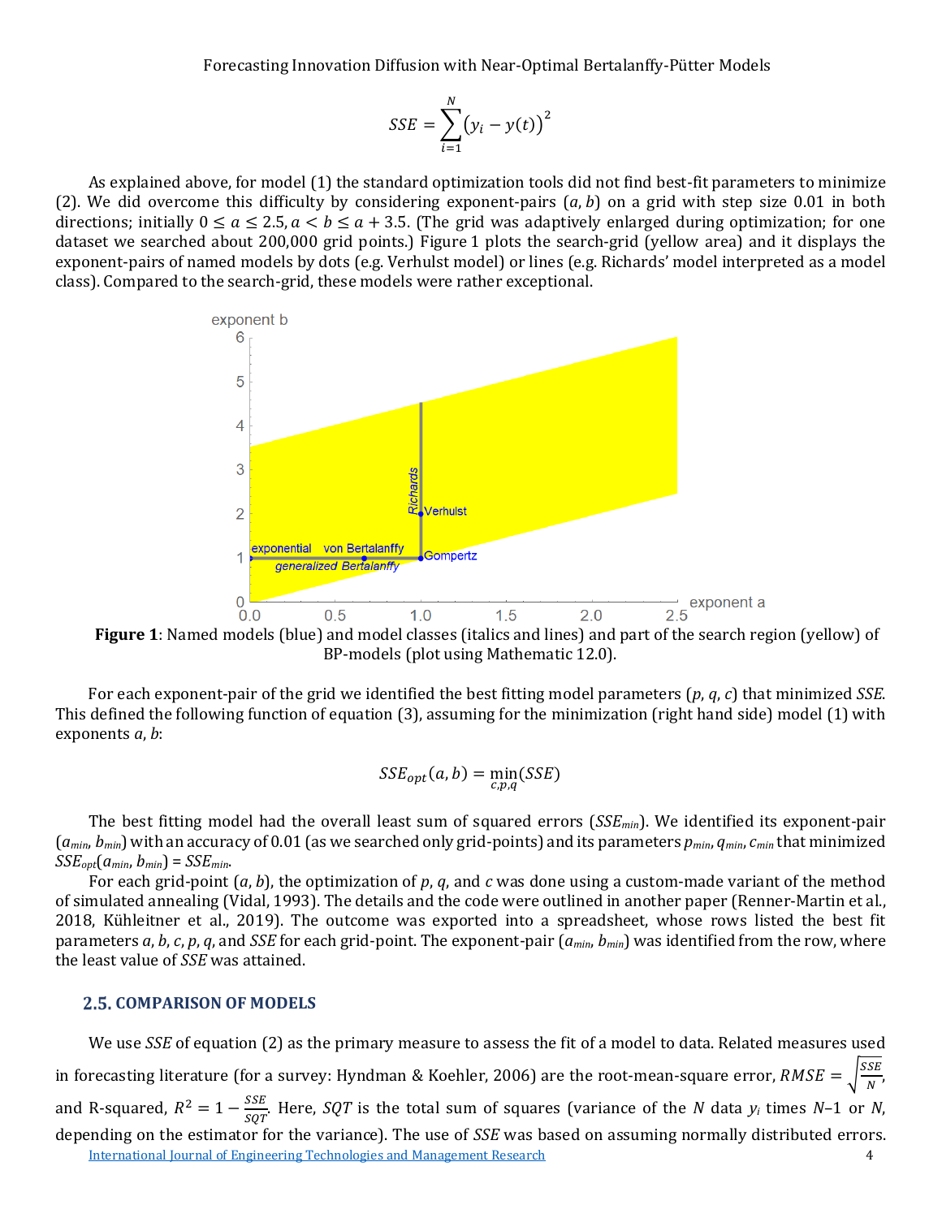$$SSE = \sum_{i=1}^{N} \left(y_i - y(t)\right)^2$$

As explained above, for model (1) the standard optimization tools did not find best-fit parameters to minimize (2). We did overcome this difficulty by considering exponent-pairs $(a, b)$ on a grid with step size 0.01 in both directions; initially $0 \leq a \leq 2.5, a < b \leq a + 3.5$. (The grid was adaptively enlarged during optimization; for one dataset we searched about 200,000 grid points.) Figure 1 plots the search-grid (yellow area) and it displays the exponent-pairs of named models by dots (e.g. Verhulst model) or lines (e.g. Richards' model interpreted as a model class). Compared to the search-grid, these models were rather exceptional.

**Figure 1**: Named models (blue) and model classes (italics and lines) and part of the search region (yellow) of BP-models (plot using Mathematic 12.0).

For each exponent-pair of the grid we identified the best fitting model parameters $(p, q, c)$ that minimized $SSE$. This defined the following function of equation (3), assuming for the minimization (right hand side) model (1) with exponents $a$, $b$:

$$SSE_{opt}(a, b) = \min_{c,p,q}(SSE)$$

The best fitting model had the overall least sum of squared errors ($SSE_{min}$). We identified its exponent-pair ($a_{min}$, $b_{min}$) with an accuracy of 0.01 (as we searched only grid-points) and its parameters $p_{min}$, $q_{min}$, $c_{min}$ that minimized $SSE_{opt}(a_{min}, b_{min}) = SSE_{min}$.

For each grid-point $(a, b)$, the optimization of $p$, $q$, and $c$ was done using a custom-made variant of the method of simulated annealing (Vidal, 1993). The details and the code were outlined in another paper (Renner-Martin et al., 2018, Kühleitner et al., 2019). The outcome was exported into a spreadsheet, whose rows listed the best fit parameters $a$, $b$, $c$, $p$, $q$, and $SSE$ for each grid-point. The exponent-pair ($a_{min}$, $b_{min}$) was identified from the row, where the least value of $SSE$ was attained.

## 2.5. COMPARISON OF MODELS

We use $SSE$ of equation (2) as the primary measure to assess the fit of a model to data. Related measures used in forecasting literature (for a survey: Hyndman & Koehler, 2006) are the root-mean-square error, $RMSE = \sqrt{\frac{SSE}{N}}$, and R-squared, $R^2 = 1 - \frac{SSE}{SQT}$. Here, $SQT$ is the total sum of squares (variance of the $N$ data $y_i$ times $N$–1 or $N$, depending on the estimator for the variance). The use of $SSE$ was based on assuming normally distributed errors.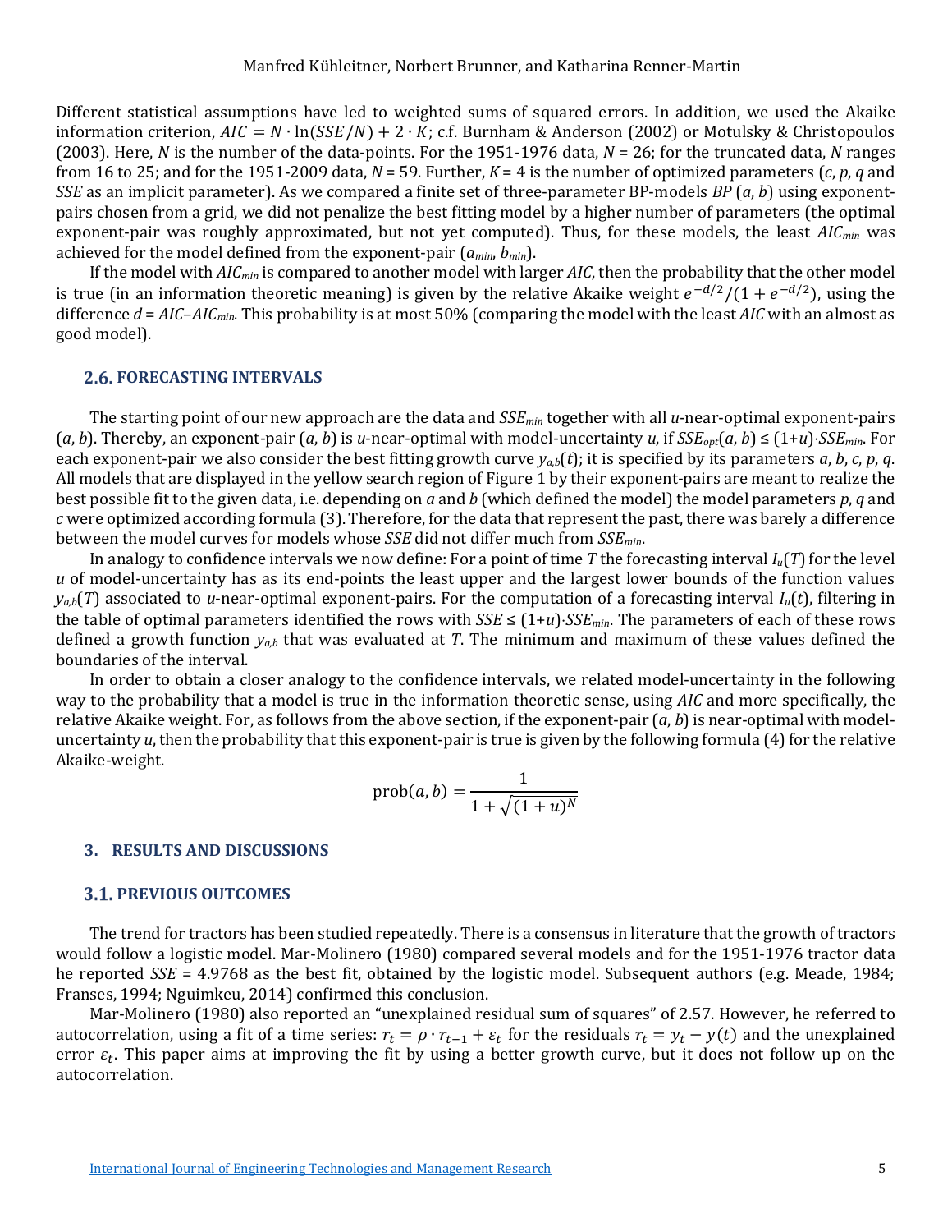Different statistical assumptions have led to weighted sums of squared errors. In addition, we used the Akaike information criterion, $AIC = N \cdot \ln(SSE/N) + 2 \cdot K$; c.f. Burnham & Anderson (2002) or Motulsky & Christopoulos (2003). Here, $N$ is the number of the data-points. For the 1951-1976 data, $N$ = 26; for the truncated data, $N$ ranges from 16 to 25; and for the 1951-2009 data, $N$ = 59. Further, $K$ = 4 is the number of optimized parameters ($c$, $p$, $q$ and $SSE$ as an implicit parameter). As we compared a finite set of three-parameter BP-models $BP(a, b)$ using exponent-pairs chosen from a grid, we did not penalize the best fitting model by a higher number of parameters (the optimal exponent-pair was roughly approximated, but not yet computed). Thus, for these models, the least $AIC_{min}$ was achieved for the model defined from the exponent-pair ($a_{min}$, $b_{min}$).

If the model with $AIC_{min}$ is compared to another model with larger $AIC$, then the probability that the other model is true (in an information theoretic meaning) is given by the relative Akaike weight $e^{-d/2}/(1+e^{-d/2})$, using the difference $d = AIC - AIC_{min}$. This probability is at most 50% (comparing the model with the least $AIC$ with an almost as good model).

## 2.6. FORECASTING INTERVALS

The starting point of our new approach are the data and $SSE_{min}$ together with all $u$-near-optimal exponent-pairs ($a$, $b$). Thereby, an exponent-pair ($a$, $b$) is $u$-near-optimal with model-uncertainty $u$, if $SSE_{opt}(a, b) \le (1+u) \cdot SSE_{min}$. For each exponent-pair we also consider the best fitting growth curve $y_{a,b}(t)$; it is specified by its parameters $a$, $b$, $c$, $p$, $q$. All models that are displayed in the yellow search region of Figure 1 by their exponent-pairs are meant to realize the best possible fit to the given data, i.e. depending on $a$ and $b$ (which defined the model) the model parameters $p$, $q$ and $c$ were optimized according formula (3). Therefore, for the data that represent the past, there was barely a difference between the model curves for models whose $SSE$ did not differ much from $SSE_{min}$.

In analogy to confidence intervals we now define: For a point of time $T$ the forecasting interval $I_u(T)$ for the level $u$ of model-uncertainty has as its end-points the least upper and the largest lower bounds of the function values $y_{a,b}(T)$ associated to $u$-near-optimal exponent-pairs. For the computation of a forecasting interval $I_u(t)$, filtering in the table of optimal parameters identified the rows with $SSE \le (1+u) \cdot SSE_{min}$. The parameters of each of these rows defined a growth function $y_{a,b}$ that was evaluated at $T$. The minimum and maximum of these values defined the boundaries of the interval.

In order to obtain a closer analogy to the confidence intervals, we related model-uncertainty in the following way to the probability that a model is true in the information theoretic sense, using $AIC$ and more specifically, the relative Akaike weight. For, as follows from the above section, if the exponent-pair ($a$, $b$) is near-optimal with model-uncertainty $u$, then the probability that this exponent-pair is true is given by the following formula (4) for the relative Akaike-weight.

$$\text{prob}(a, b) = \frac{1}{1 + \sqrt{(1+u)^N}}$$

# 3. RESULTS AND DISCUSSIONS

## 3.1. PREVIOUS OUTCOMES

The trend for tractors has been studied repeatedly. There is a consensus in literature that the growth of tractors would follow a logistic model. Mar-Molinero (1980) compared several models and for the 1951-1976 tractor data he reported $SSE$ = 4.9768 as the best fit, obtained by the logistic model. Subsequent authors (e.g. Meade, 1984; Franses, 1994; Nguimkeu, 2014) confirmed this conclusion.

Mar-Molinero (1980) also reported an "unexplained residual sum of squares" of 2.57. However, he referred to autocorrelation, using a fit of a time series: $r_t = \rho \cdot r_{t-1} + \varepsilon_t$ for the residuals $r_t = y_t - y(t)$ and the unexplained error $\varepsilon_t$. This paper aims at improving the fit by using a better growth curve, but it does not follow up on the autocorrelation.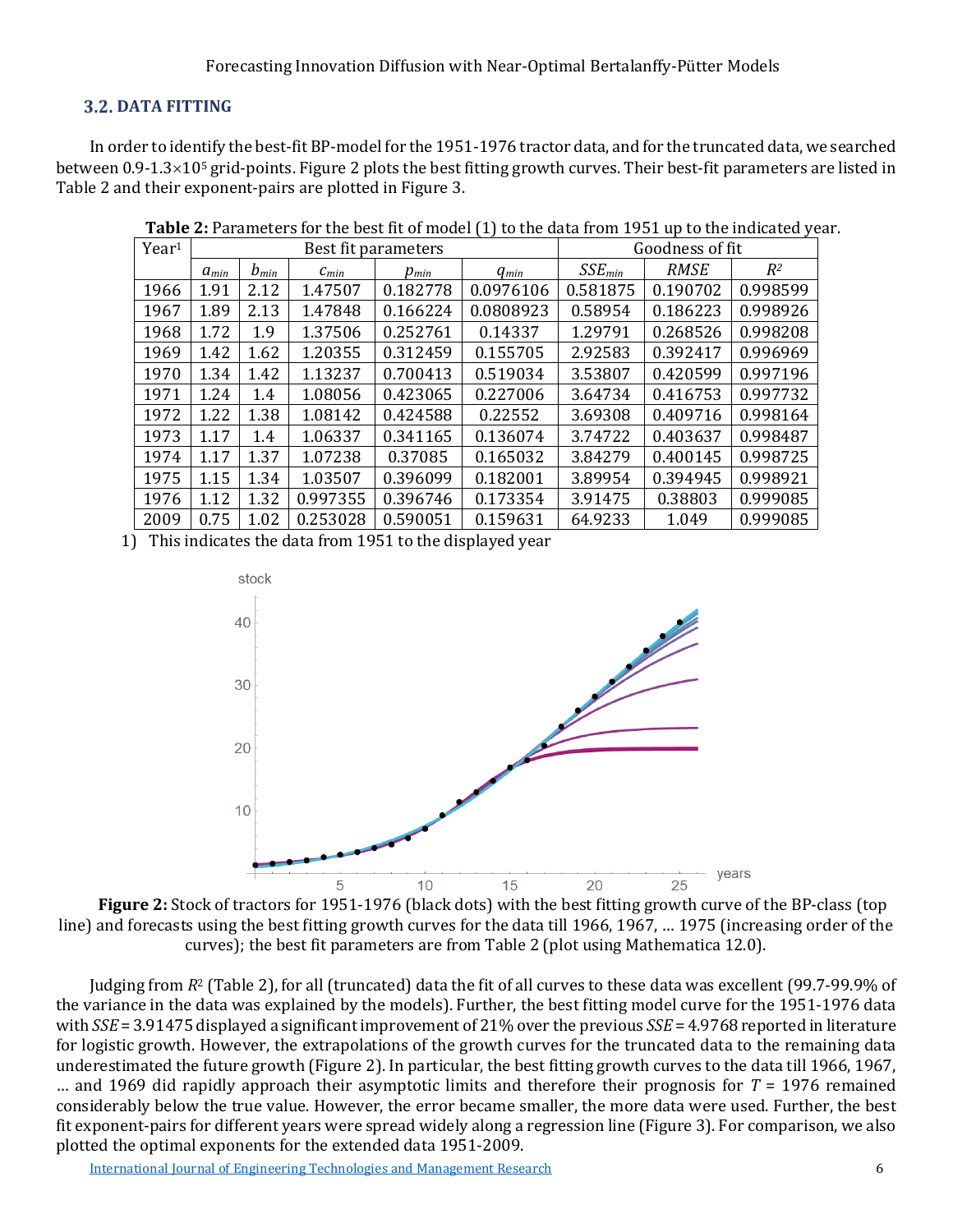### 3.2. DATA FITTING

In order to identify the best-fit BP-model for the 1951-1976 tractor data, and for the truncated data, we searched between 0.9-1.3×10[5] grid-points. Figure 2 plots the best fitting growth curves. Their best-fit parameters are listed in Table 2 and their exponent-pairs are plotted in Figure 3.

**Table 2:** Parameters for the best fit of model (1) to the data from 1951 up to the indicated year.

| Year[1] | Best fit parameters | | | | | Goodness of fit | | |
|---|---|---|---|---|---|---|---|---|
| | $a_{min}$ | $b_{min}$ | $c_{min}$ | $p_{min}$ | $q_{min}$ | $SSE_{min}$ | $RMSE$ | $R^2$ |
| 1966 | 1.91 | 2.12 | 1.47507 | 0.182778 | 0.0976106 | 0.581875 | 0.190702 | 0.998599 |
| 1967 | 1.89 | 2.13 | 1.47848 | 0.166224 | 0.0808923 | 0.58954 | 0.186223 | 0.998926 |
| 1968 | 1.72 | 1.9 | 1.37506 | 0.252761 | 0.14337 | 1.29791 | 0.268526 | 0.998208 |
| 1969 | 1.42 | 1.62 | 1.20355 | 0.312459 | 0.155705 | 2.92583 | 0.392417 | 0.996969 |
| 1970 | 1.34 | 1.42 | 1.13237 | 0.700413 | 0.519034 | 3.53807 | 0.420599 | 0.997196 |
| 1971 | 1.24 | 1.4 | 1.08056 | 0.423065 | 0.227006 | 3.64734 | 0.416753 | 0.997732 |
| 1972 | 1.22 | 1.38 | 1.08142 | 0.424588 | 0.22552 | 3.69308 | 0.409716 | 0.998164 |
| 1973 | 1.17 | 1.4 | 1.06337 | 0.341165 | 0.136074 | 3.74722 | 0.403637 | 0.998487 |
| 1974 | 1.17 | 1.37 | 1.07238 | 0.37085 | 0.165032 | 3.84279 | 0.400145 | 0.998725 |
| 1975 | 1.15 | 1.34 | 1.03507 | 0.396099 | 0.182001 | 3.89954 | 0.394945 | 0.998921 |
| 1976 | 1.12 | 1.32 | 0.997355 | 0.396746 | 0.173354 | 3.91475 | 0.38803 | 0.999085 |
| 2009 | 0.75 | 1.02 | 0.253028 | 0.590051 | 0.159631 | 64.9233 | 1.049 | 0.999085 |

1) This indicates the data from 1951 to the displayed year

**Figure 2:** Stock of tractors for 1951-1976 (black dots) with the best fitting growth curve of the BP-class (top line) and forecasts using the best fitting growth curves for the data till 1966, 1967, … 1975 (increasing order of the curves); the best fit parameters are from Table 2 (plot using Mathematica 12.0).

Judging from $R^2$ (Table 2), for all (truncated) data the fit of all curves to these data was excellent (99.7-99.9% of the variance in the data was explained by the models). Further, the best fitting model curve for the 1951-1976 data with $SSE$ = 3.91475 displayed a significant improvement of 21% over the previous $SSE$ = 4.9768 reported in literature for logistic growth. However, the extrapolations of the growth curves for the truncated data to the remaining data underestimated the future growth (Figure 2). In particular, the best fitting growth curves to the data till 1966, 1967, … and 1969 did rapidly approach their asymptotic limits and therefore their prognosis for $T$ = 1976 remained considerably below the true value. However, the error became smaller, the more data were used. Further, the best fit exponent-pairs for different years were spread widely along a regression line (Figure 3). For comparison, we also plotted the optimal exponents for the extended data 1951-2009.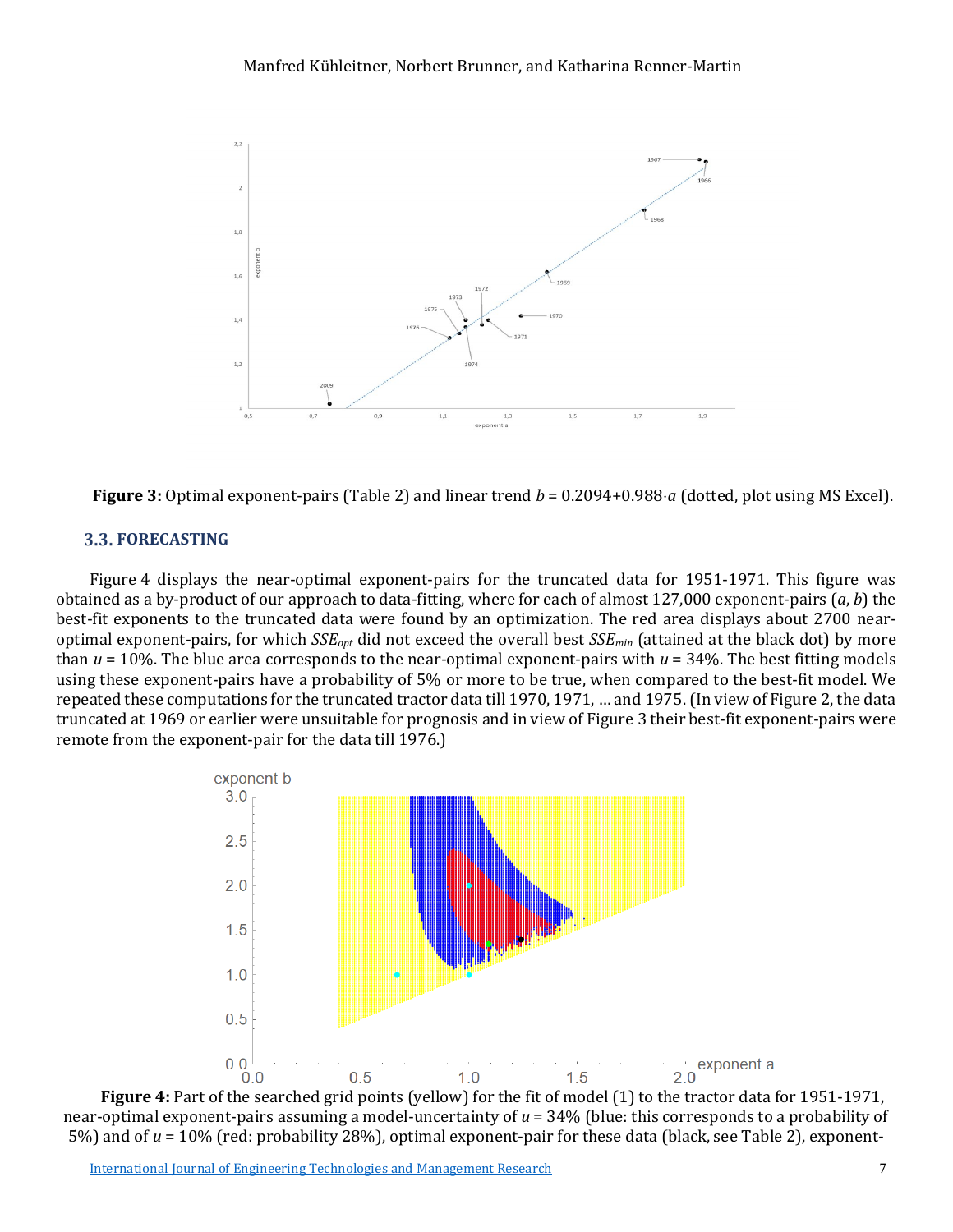**Figure 3:** Optimal exponent-pairs (Table 2) and linear trend $b = 0.2094+0.988 \cdot a$ (dotted, plot using MS Excel).

## 3.3. FORECASTING

Figure 4 displays the near-optimal exponent-pairs for the truncated data for 1951-1971. This figure was obtained as a by-product of our approach to data-fitting, where for each of almost 127,000 exponent-pairs ($a$, $b$) the best-fit exponents to the truncated data were found by an optimization. The red area displays about 2700 near-optimal exponent-pairs, for which $SSE_{opt}$ did not exceed the overall best $SSE_{min}$ (attained at the black dot) by more than $u$ = 10%. The blue area corresponds to the near-optimal exponent-pairs with $u$ = 34%. The best fitting models using these exponent-pairs have a probability of 5% or more to be true, when compared to the best-fit model. We repeated these computations for the truncated tractor data till 1970, 1971, … and 1975. (In view of Figure 2, the data truncated at 1969 or earlier were unsuitable for prognosis and in view of Figure 3 their best-fit exponent-pairs were remote from the exponent-pair for the data till 1976.)

**Figure 4:** Part of the searched grid points (yellow) for the fit of model (1) to the tractor data for 1951-1971, near-optimal exponent-pairs assuming a model-uncertainty of $u$ = 34% (blue: this corresponds to a probability of 5%) and of $u$ = 10% (red: probability 28%), optimal exponent-pair for these data (black, see Table 2), exponent-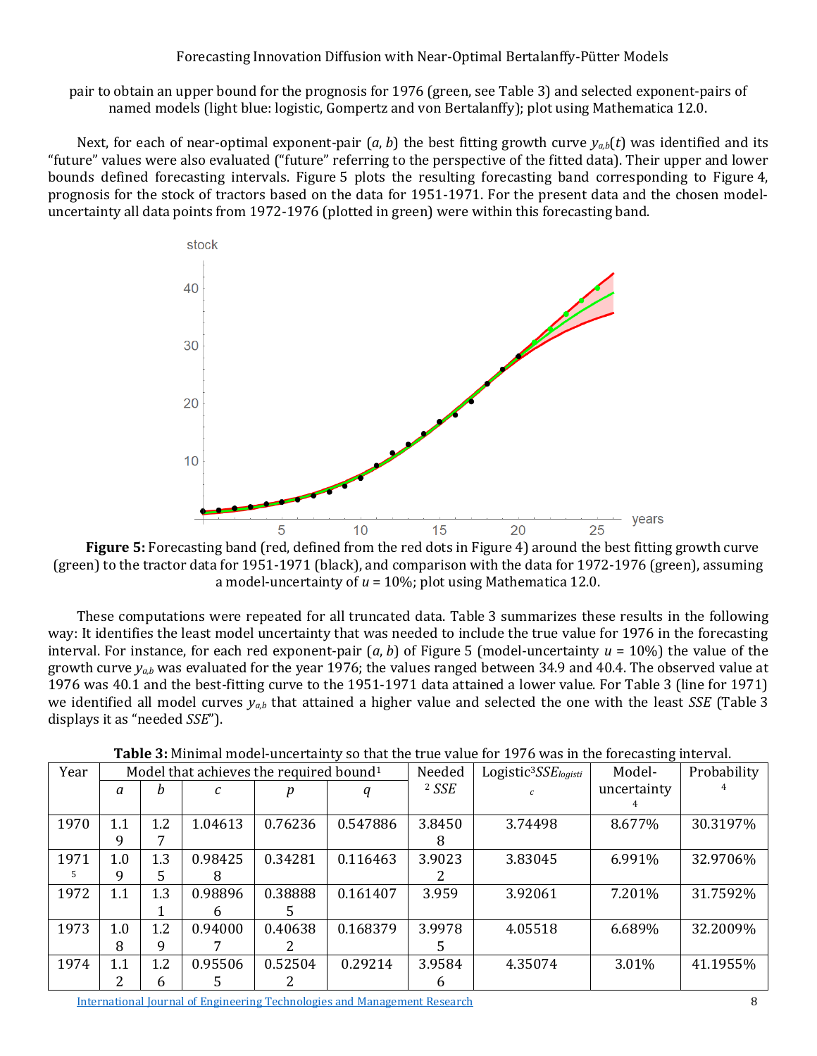pair to obtain an upper bound for the prognosis for 1976 (green, see Table 3) and selected exponent-pairs of named models (light blue: logistic, Gompertz and von Bertalanffy); plot using Mathematica 12.0.

Next, for each of near-optimal exponent-pair $(a, b)$ the best fitting growth curve $y_{a,b}(t)$ was identified and its "future" values were also evaluated ("future" referring to the perspective of the fitted data). Their upper and lower bounds defined forecasting intervals. Figure 5 plots the resulting forecasting band corresponding to Figure 4, prognosis for the stock of tractors based on the data for 1951-1971. For the present data and the chosen model-uncertainty all data points from 1972-1976 (plotted in green) were within this forecasting band.

**Figure 5:** Forecasting band (red, defined from the red dots in Figure 4) around the best fitting growth curve (green) to the tractor data for 1951-1971 (black), and comparison with the data for 1972-1976 (green), assuming a model-uncertainty of $u$ = 10%; plot using Mathematica 12.0.

These computations were repeated for all truncated data. Table 3 summarizes these results in the following way: It identifies the least model uncertainty that was needed to include the true value for 1976 in the forecasting interval. For instance, for each red exponent-pair $(a, b)$ of Figure 5 (model-uncertainty $u$ = 10%) the value of the growth curve $y_{a,b}$ was evaluated for the year 1976; the values ranged between 34.9 and 40.4. The observed value at 1976 was 40.1 and the best-fitting curve to the 1951-1971 data attained a lower value. For Table 3 (line for 1971) we identified all model curves $y_{a,b}$ that attained a higher value and selected the one with the least *SSE* (Table 3 displays it as "needed *SSE*").

**Table 3:** Minimal model-uncertainty so that the true value for 1976 was in the forecasting interval.

| Year | Model that achieves the required bound[1] | | | | | Needed[2] *SSE* | Logistic[3] $SSE_{logistic}$ | Model-uncertainty[4] | Probability[4] |
|---|---|---|---|---|---|---|---|---|---|
| | *a* | *b* | *c* | *p* | *q* | | | | |
| 1970 | 1.19 | 1.27 | 1.04613 | 0.76236 | 0.547886 | 3.84508 | 3.74498 | 8.677% | 30.3197% |
| 1971[5] | 1.09 | 1.35 | 0.984258 | 0.34281 | 0.116463 | 3.90232 | 3.83045 | 6.991% | 32.9706% |
| 1972 | 1.1 | 1.31 | 0.988966 | 0.388885 | 0.161407 | 3.959 | 3.92061 | 7.201% | 31.7592% |
| 1973 | 1.08 | 1.29 | 0.940007 | 0.406382 | 0.168379 | 3.99785 | 4.05518 | 6.689% | 32.2009% |
| 1974 | 1.12 | 1.26 | 0.955065 | 0.525042 | 0.29214 | 3.95846 | 4.35074 | 3.01% | 41.1955% |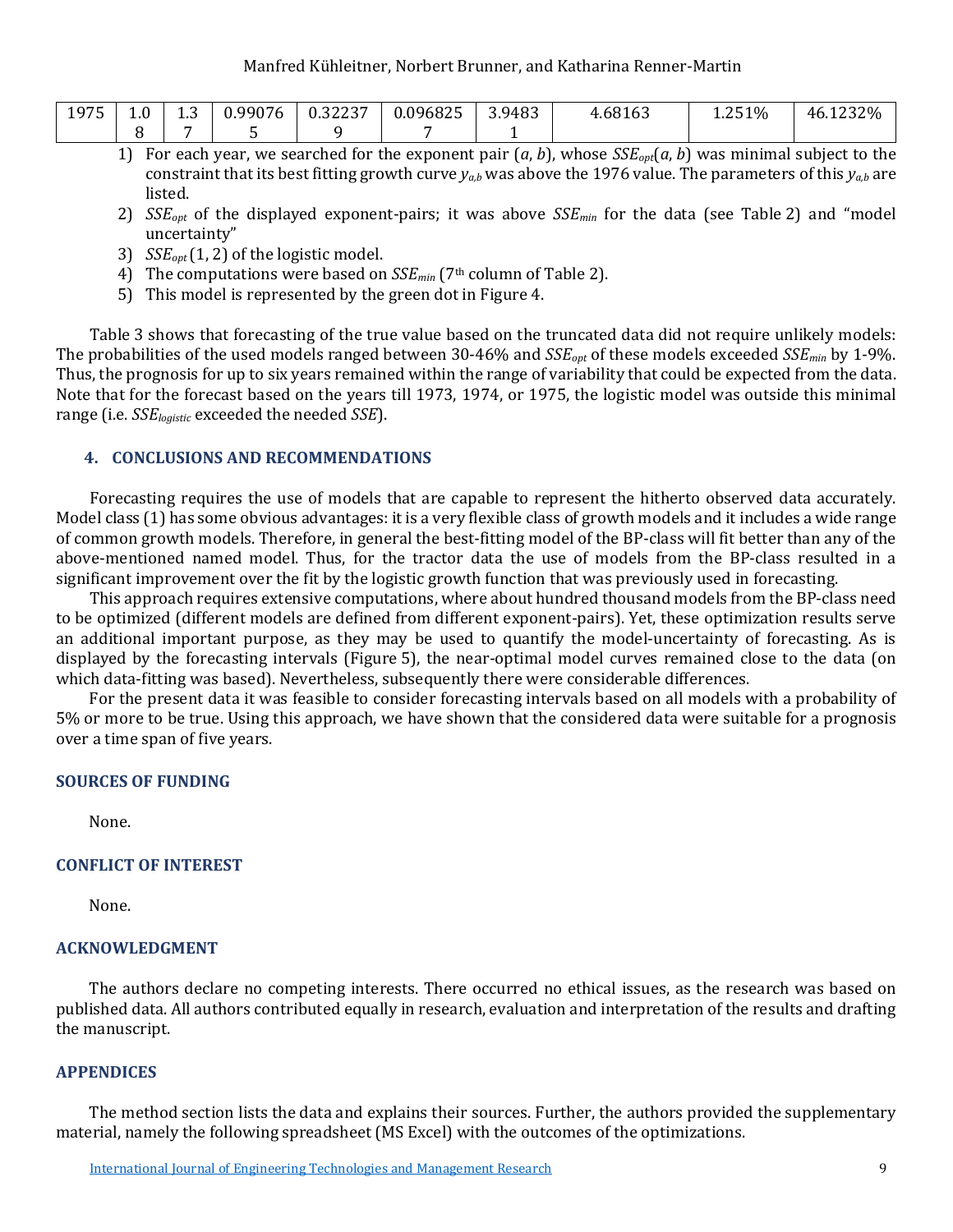| 1975 | 1.08 | 1.37 | 0.990765 | 0.322379 | 0.0968257 | 3.94831 | 4.68163 | 1.251% | 46.1232% |
|---|---|---|---|---|---|---|---|---|---|

1) For each year, we searched for the exponent pair ($a$, $b$), whose $SSE_{opt}(a, b)$ was minimal subject to the constraint that its best fitting growth curve $y_{a,b}$ was above the 1976 value. The parameters of this $y_{a,b}$ are listed.
2) $SSE_{opt}$ of the displayed exponent-pairs; it was above $SSE_{min}$ for the data (see Table 2) and "model uncertainty"
3) $SSE_{opt}(1, 2)$ of the logistic model.
4) The computations were based on $SSE_{min}$ (7th column of Table 2).
5) This model is represented by the green dot in Figure 4.

Table 3 shows that forecasting of the true value based on the truncated data did not require unlikely models: The probabilities of the used models ranged between 30-46% and $SSE_{opt}$ of these models exceeded $SSE_{min}$ by 1-9%. Thus, the prognosis for up to six years remained within the range of variability that could be expected from the data. Note that for the forecast based on the years till 1973, 1974, or 1975, the logistic model was outside this minimal range (i.e. $SSE_{logistic}$ exceeded the needed $SSE$).

## 4. CONCLUSIONS AND RECOMMENDATIONS

Forecasting requires the use of models that are capable to represent the hitherto observed data accurately. Model class (1) has some obvious advantages: it is a very flexible class of growth models and it includes a wide range of common growth models. Therefore, in general the best-fitting model of the BP-class will fit better than any of the above-mentioned named model. Thus, for the tractor data the use of models from the BP-class resulted in a significant improvement over the fit by the logistic growth function that was previously used in forecasting.

This approach requires extensive computations, where about hundred thousand models from the BP-class need to be optimized (different models are defined from different exponent-pairs). Yet, these optimization results serve an additional important purpose, as they may be used to quantify the model-uncertainty of forecasting. As is displayed by the forecasting intervals (Figure 5), the near-optimal model curves remained close to the data (on which data-fitting was based). Nevertheless, subsequently there were considerable differences.

For the present data it was feasible to consider forecasting intervals based on all models with a probability of 5% or more to be true. Using this approach, we have shown that the considered data were suitable for a prognosis over a time span of five years.

## SOURCES OF FUNDING

None.

## CONFLICT OF INTEREST

None.

## ACKNOWLEDGMENT

The authors declare no competing interests. There occurred no ethical issues, as the research was based on published data. All authors contributed equally in research, evaluation and interpretation of the results and drafting the manuscript.

## APPENDICES

The method section lists the data and explains their sources. Further, the authors provided the supplementary material, namely the following spreadsheet (MS Excel) with the outcomes of the optimizations.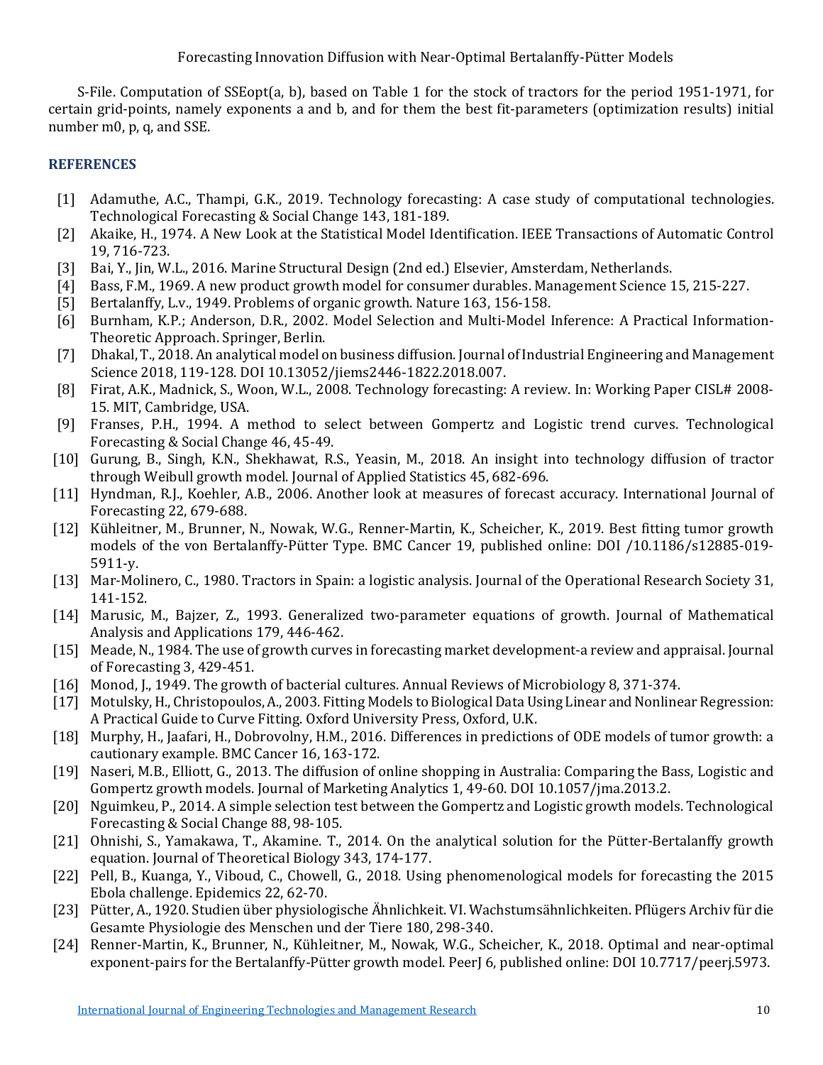S-File. Computation of SSEopt(a, b), based on Table 1 for the stock of tractors for the period 1951-1971, for certain grid-points, namely exponents a and b, and for them the best fit-parameters (optimization results) initial number m0, p, q, and SSE.

## REFERENCES

[1] Adamuthe, A.C., Thampi, G.K., 2019. Technology forecasting: A case study of computational technologies. Technological Forecasting & Social Change 143, 181-189.

[2] Akaike, H., 1974. A New Look at the Statistical Model Identification. IEEE Transactions of Automatic Control 19, 716-723.

[3] Bai, Y., Jin, W.L., 2016. Marine Structural Design (2nd ed.) Elsevier, Amsterdam, Netherlands.

[4] Bass, F.M., 1969. A new product growth model for consumer durables. Management Science 15, 215-227.

[5] Bertalanffy, L.v., 1949. Problems of organic growth. Nature 163, 156-158.

[6] Burnham, K.P.; Anderson, D.R., 2002. Model Selection and Multi-Model Inference: A Practical Information-Theoretic Approach. Springer, Berlin.

[7] Dhakal, T., 2018. An analytical model on business diffusion. Journal of Industrial Engineering and Management Science 2018, 119-128. DOI 10.13052/jiems2446-1822.2018.007.

[8] Firat, A.K., Madnick, S., Woon, W.L., 2008. Technology forecasting: A review. In: Working Paper CISL# 2008-15. MIT, Cambridge, USA.

[9] Franses, P.H., 1994. A method to select between Gompertz and Logistic trend curves. Technological Forecasting & Social Change 46, 45-49.

[10] Gurung, B., Singh, K.N., Shekhawat, R.S., Yeasin, M., 2018. An insight into technology diffusion of tractor through Weibull growth model. Journal of Applied Statistics 45, 682-696.

[11] Hyndman, R.J., Koehler, A.B., 2006. Another look at measures of forecast accuracy. International Journal of Forecasting 22, 679-688.

[12] Kühleitner, M., Brunner, N., Nowak, W.G., Renner-Martin, K., Scheicher, K., 2019. Best fitting tumor growth models of the von Bertalanffy-Pütter Type. BMC Cancer 19, published online: DOI /10.1186/s12885-019-5911-y.

[13] Mar-Molinero, C., 1980. Tractors in Spain: a logistic analysis. Journal of the Operational Research Society 31, 141-152.

[14] Marusic, M., Bajzer, Z., 1993. Generalized two-parameter equations of growth. Journal of Mathematical Analysis and Applications 179, 446-462.

[15] Meade, N., 1984. The use of growth curves in forecasting market development-a review and appraisal. Journal of Forecasting 3, 429-451.

[16] Monod, J., 1949. The growth of bacterial cultures. Annual Reviews of Microbiology 8, 371-374.

[17] Motulsky, H., Christopoulos, A., 2003. Fitting Models to Biological Data Using Linear and Nonlinear Regression: A Practical Guide to Curve Fitting. Oxford University Press, Oxford, U.K.

[18] Murphy, H., Jaafari, H., Dobrovolny, H.M., 2016. Differences in predictions of ODE models of tumor growth: a cautionary example. BMC Cancer 16, 163-172.

[19] Naseri, M.B., Elliott, G., 2013. The diffusion of online shopping in Australia: Comparing the Bass, Logistic and Gompertz growth models. Journal of Marketing Analytics 1, 49-60. DOI 10.1057/jma.2013.2.

[20] Nguimkeu, P., 2014. A simple selection test between the Gompertz and Logistic growth models. Technological Forecasting & Social Change 88, 98-105.

[21] Ohnishi, S., Yamakawa, T., Akamine. T., 2014. On the analytical solution for the Pütter-Bertalanffy growth equation. Journal of Theoretical Biology 343, 174-177.

[22] Pell, B., Kuanga, Y., Viboud, C., Chowell, G., 2018. Using phenomenological models for forecasting the 2015 Ebola challenge. Epidemics 22, 62-70.

[23] Pütter, A., 1920. Studien über physiologische Ähnlichkeit. VI. Wachstumsähnlichkeiten. Pflügers Archiv für die Gesamte Physiologie des Menschen und der Tiere 180, 298-340.

[24] Renner-Martin, K., Brunner, N., Kühleitner, M., Nowak, W.G., Scheicher, K., 2018. Optimal and near-optimal exponent-pairs for the Bertalanffy-Pütter growth model. PeerJ 6, published online: DOI 10.7717/peerj.5973.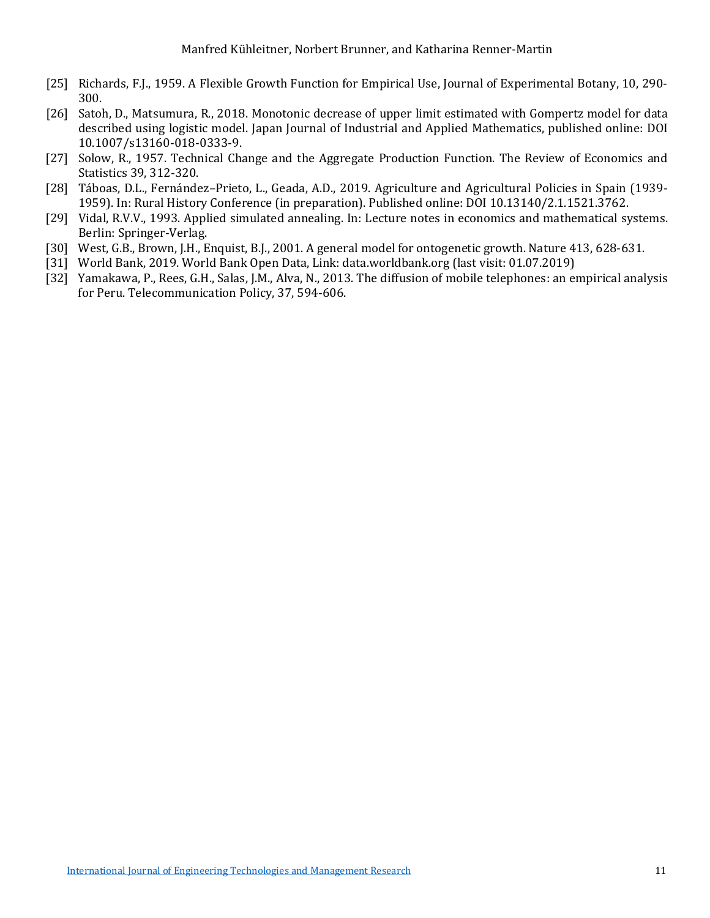[25] Richards, F.J., 1959. A Flexible Growth Function for Empirical Use, Journal of Experimental Botany, 10, 290-300.
[26] Satoh, D., Matsumura, R., 2018. Monotonic decrease of upper limit estimated with Gompertz model for data described using logistic model. Japan Journal of Industrial and Applied Mathematics, published online: DOI 10.1007/s13160-018-0333-9.
[27] Solow, R., 1957. Technical Change and the Aggregate Production Function. The Review of Economics and Statistics 39, 312-320.
[28] Táboas, D.L., Fernández–Prieto, L., Geada, A.D., 2019. Agriculture and Agricultural Policies in Spain (1939-1959). In: Rural History Conference (in preparation). Published online: DOI 10.13140/2.1.1521.3762.
[29] Vidal, R.V.V., 1993. Applied simulated annealing. In: Lecture notes in economics and mathematical systems. Berlin: Springer-Verlag.
[30] West, G.B., Brown, J.H., Enquist, B.J., 2001. A general model for ontogenetic growth. Nature 413, 628-631.
[31] World Bank, 2019. World Bank Open Data, Link: data.worldbank.org (last visit: 01.07.2019)
[32] Yamakawa, P., Rees, G.H., Salas, J.M., Alva, N., 2013. The diffusion of mobile telephones: an empirical analysis for Peru. Telecommunication Policy, 37, 594-606.